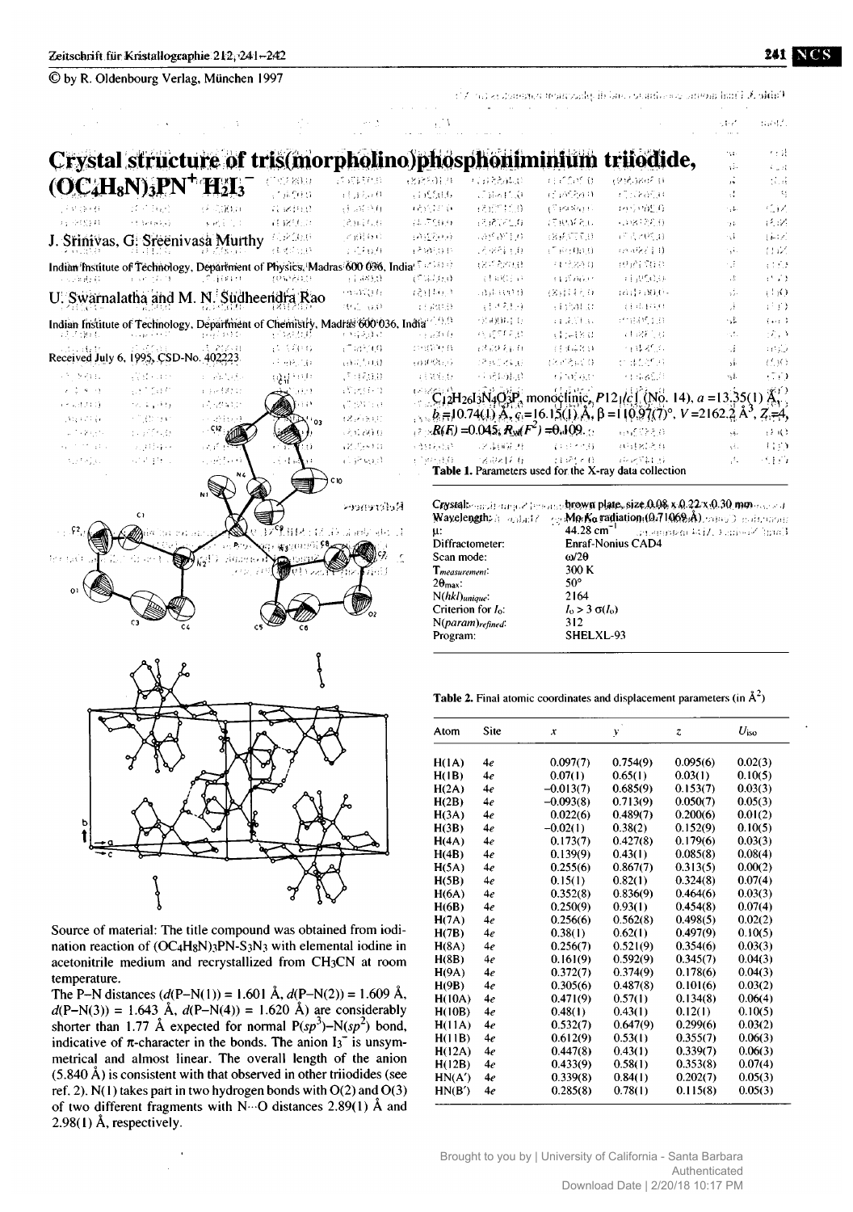# Crystal structure of tris(morpholino)phosphoniminium triiodide, $(OC_4H_8N)_3PN^+H_2I_3^-$

J. Srinivas, G. Sreenivasa Murthy

Indian Institute of Technology, Department of Physics, Madras 600 036, India

U. Swarnalatha and M. N. Sudheendra Rao

Indian Institute of Technology, Department of Chemistry, Madras 600 036, India

Received July 6, 1995, CSD-No. 402223

$C_{12}H_{26}I_3N_4O_3P$, monoclinic, $P12_1/c1$ (No. 14), $a$ = 13.35(1) Å, $b$ = 10.74(1) Å, $c$ = 16.15(1) Å, $\beta$ = 110.97(7)°, $V$ = 2162.2 Å$^3$, $Z$ = 4, $R(F)$ = 0.045, $R_w(F^2)$ = 0.109.

**Table 1.** Parameters used for the X-ray data collection

| | |
|---|---|
| Crystal: | brown plate, size 0.08 x 0.22 x 0.30 mm |
| Wavelength: | Mo $K_\alpha$ radiation (0.71069 Å) |
| μ: | 44.28 cm$^{-1}$ |
| Diffractometer: | Enraf-Nonius CAD4 |
| Scan mode: | ω/2θ |
| $T_{measurement}$: | 300 K |
| $2\theta_{max}$: | 50° |
| $N(hkl)_{unique}$: | 2164 |
| Criterion for $I_o$: | $I_o > 3\ \sigma(I_o)$ |
| $N(param)_{refined}$: | 312 |
| Program: | SHELXL-93 |

Source of material: The title compound was obtained from iodination reaction of $(OC_4H_8N)_3PN$-$S_3N_3$ with elemental iodine in acetonitrile medium and recrystallized from $CH_3CN$ at room temperature.

The P–N distances ($d$(P–N(1)) = 1.601 Å, $d$(P–N(2)) = 1.609 Å, $d$(P–N(3)) = 1.643 Å, $d$(P–N(4)) = 1.620 Å) are considerably shorter than 1.77 Å expected for normal P($sp^3$)–N($sp^2$) bond, indicative of π-character in the bonds. The anion $I_3^-$ is unsymmetrical and almost linear. The overall length of the anion (5.840 Å) is consistent with that observed in other triiodides (see ref. 2). N(1) takes part in two hydrogen bonds with O(2) and O(3) of two different fragments with N···O distances 2.89(1) Å and 2.98(1) Å, respectively.

**Table 2.** Final atomic coordinates and displacement parameters (in Å$^2$)

| Atom | Site | $x$ | $y$ | $z$ | $U_{iso}$ |
|---|---|---|---|---|---|
| H(1A) | 4e | 0.097(7) | 0.754(9) | 0.095(6) | 0.02(3) |
| H(1B) | 4e | 0.07(1) | 0.65(1) | 0.03(1) | 0.10(5) |
| H(2A) | 4e | −0.013(7) | 0.685(9) | 0.153(7) | 0.03(3) |
| H(2B) | 4e | −0.093(8) | 0.713(9) | 0.050(7) | 0.05(3) |
| H(3A) | 4e | 0.022(6) | 0.489(7) | 0.200(6) | 0.01(2) |
| H(3B) | 4e | −0.02(1) | 0.38(2) | 0.152(9) | 0.10(5) |
| H(4A) | 4e | 0.173(7) | 0.427(8) | 0.179(6) | 0.03(3) |
| H(4B) | 4e | 0.139(9) | 0.43(1) | 0.085(8) | 0.08(4) |
| H(5A) | 4e | 0.255(6) | 0.867(7) | 0.313(5) | 0.00(2) |
| H(5B) | 4e | 0.15(1) | 0.82(1) | 0.324(8) | 0.07(4) |
| H(6A) | 4e | 0.352(8) | 0.836(9) | 0.464(6) | 0.03(3) |
| H(6B) | 4e | 0.250(9) | 0.93(1) | 0.454(8) | 0.07(4) |
| H(7A) | 4e | 0.256(6) | 0.562(8) | 0.498(5) | 0.02(2) |
| H(7B) | 4e | 0.38(1) | 0.62(1) | 0.497(9) | 0.10(5) |
| H(8A) | 4e | 0.256(7) | 0.521(9) | 0.354(6) | 0.03(3) |
| H(8B) | 4e | 0.161(9) | 0.592(9) | 0.345(7) | 0.04(3) |
| H(9A) | 4e | 0.372(7) | 0.374(9) | 0.178(6) | 0.04(3) |
| H(9B) | 4e | 0.305(6) | 0.487(8) | 0.101(6) | 0.03(2) |
| H(10A) | 4e | 0.471(9) | 0.57(1) | 0.134(8) | 0.06(4) |
| H(10B) | 4e | 0.48(1) | 0.43(1) | 0.12(1) | 0.10(5) |
| H(11A) | 4e | 0.532(7) | 0.647(9) | 0.299(6) | 0.03(2) |
| H(11B) | 4e | 0.612(9) | 0.53(1) | 0.355(7) | 0.06(3) |
| H(12A) | 4e | 0.447(8) | 0.43(1) | 0.339(7) | 0.06(3) |
| H(12B) | 4e | 0.433(9) | 0.58(1) | 0.353(8) | 0.07(4) |
| HN(A′) | 4e | 0.339(8) | 0.84(1) | 0.202(7) | 0.05(3) |
| HN(B′) | 4e | 0.285(8) | 0.78(1) | 0.115(8) | 0.05(3) |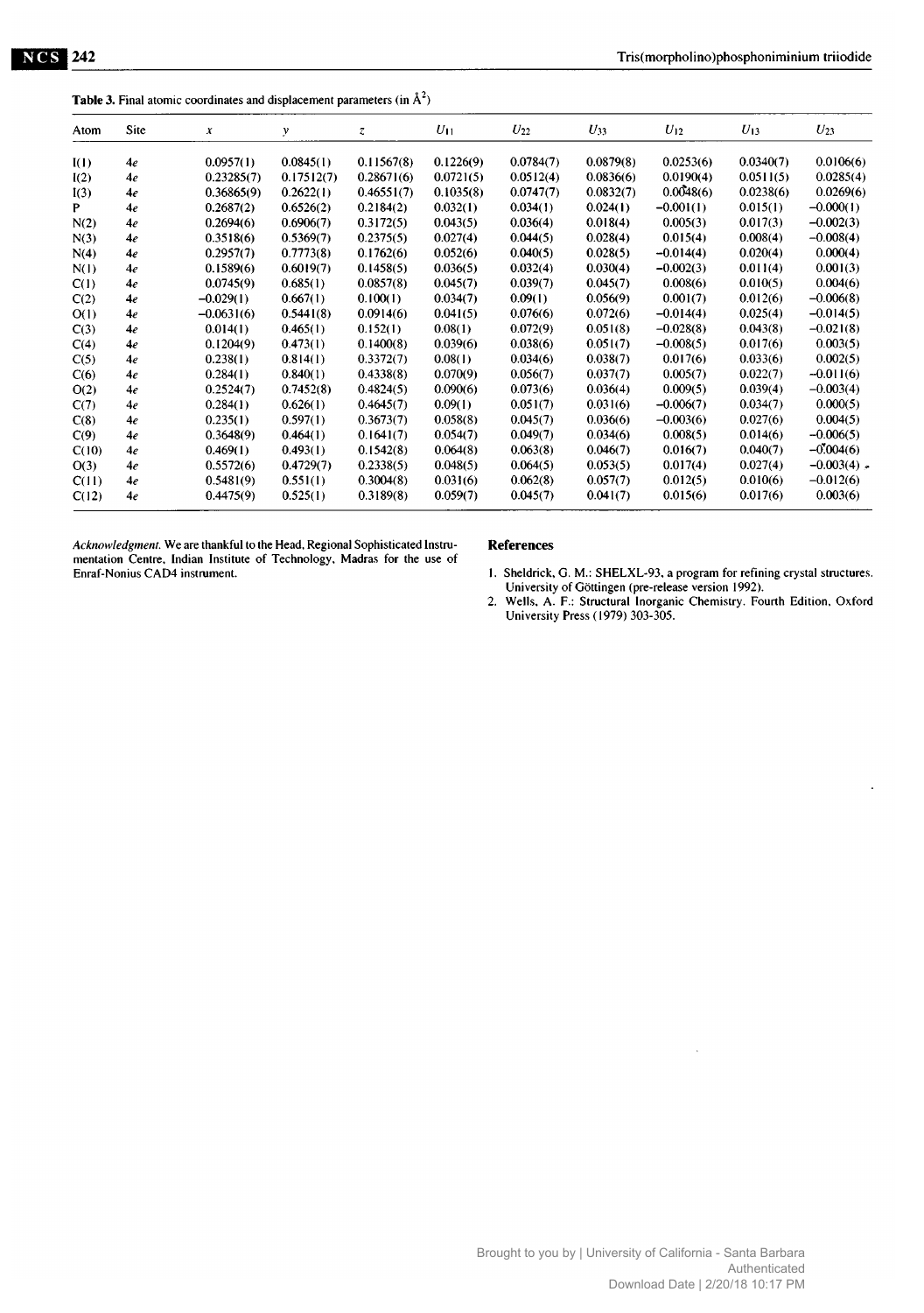**Table 3.** Final atomic coordinates and displacement parameters (in Å$^2$)

| Atom | Site | $x$ | $y$ | $z$ | $U_{11}$ | $U_{22}$ | $U_{33}$ | $U_{12}$ | $U_{13}$ | $U_{23}$ |
|---|---|---|---|---|---|---|---|---|---|---|
| I(1) | 4e | 0.0957(1) | 0.0845(1) | 0.11567(8) | 0.1226(9) | 0.0784(7) | 0.0879(8) | 0.0253(6) | 0.0340(7) | 0.0106(6) |
| I(2) | 4e | 0.23285(7) | 0.17512(7) | 0.28671(6) | 0.0721(5) | 0.0512(4) | 0.0836(6) | 0.0190(4) | 0.0511(5) | 0.0285(4) |
| I(3) | 4e | 0.36865(9) | 0.2622(1) | 0.46551(7) | 0.1035(8) | 0.0747(7) | 0.0832(7) | 0.0048(6) | 0.0238(6) | 0.0269(6) |
| P | 4e | 0.2687(2) | 0.6526(2) | 0.2184(2) | 0.032(1) | 0.034(1) | 0.024(1) | −0.001(1) | 0.015(1) | −0.000(1) |
| N(2) | 4e | 0.2694(6) | 0.6906(7) | 0.3172(5) | 0.043(5) | 0.036(4) | 0.018(4) | 0.005(3) | 0.017(3) | −0.002(3) |
| N(3) | 4e | 0.3518(6) | 0.5369(7) | 0.2375(5) | 0.027(4) | 0.044(5) | 0.028(4) | 0.015(4) | 0.008(4) | −0.008(4) |
| N(4) | 4e | 0.2957(7) | 0.7773(8) | 0.1762(6) | 0.052(6) | 0.040(5) | 0.028(5) | −0.014(4) | 0.020(4) | 0.000(4) |
| N(1) | 4e | 0.1589(6) | 0.6019(7) | 0.1458(5) | 0.036(5) | 0.032(4) | 0.030(4) | −0.002(3) | 0.011(4) | 0.001(3) |
| C(1) | 4e | 0.0745(9) | 0.685(1) | 0.0857(8) | 0.045(7) | 0.039(7) | 0.045(7) | 0.008(6) | 0.010(5) | 0.004(6) |
| C(2) | 4e | −0.029(1) | 0.667(1) | 0.100(1) | 0.034(7) | 0.09(1) | 0.056(9) | 0.001(7) | 0.012(6) | −0.006(8) |
| O(1) | 4e | −0.0631(6) | 0.5441(8) | 0.0914(6) | 0.041(5) | 0.076(6) | 0.072(6) | −0.014(4) | 0.025(4) | −0.014(5) |
| C(3) | 4e | 0.014(1) | 0.465(1) | 0.152(1) | 0.08(1) | 0.072(9) | 0.051(8) | −0.028(8) | 0.043(8) | −0.021(8) |
| C(4) | 4e | 0.1204(9) | 0.473(1) | 0.1400(8) | 0.039(6) | 0.038(6) | 0.051(7) | −0.008(5) | 0.017(6) | 0.003(5) |
| C(5) | 4e | 0.238(1) | 0.814(1) | 0.3372(7) | 0.08(1) | 0.034(6) | 0.038(7) | 0.017(6) | 0.033(6) | 0.002(5) |
| C(6) | 4e | 0.284(1) | 0.840(1) | 0.4338(8) | 0.070(9) | 0.056(7) | 0.037(7) | 0.005(7) | 0.022(7) | −0.011(6) |
| O(2) | 4e | 0.2524(7) | 0.7452(8) | 0.4824(5) | 0.090(6) | 0.073(6) | 0.036(4) | 0.009(5) | 0.039(4) | −0.003(4) |
| C(7) | 4e | 0.284(1) | 0.626(1) | 0.4645(7) | 0.09(1) | 0.051(7) | 0.031(6) | −0.006(7) | 0.034(7) | 0.000(5) |
| C(8) | 4e | 0.235(1) | 0.597(1) | 0.3673(7) | 0.058(8) | 0.045(7) | 0.036(6) | −0.003(6) | 0.027(6) | 0.004(5) |
| C(9) | 4e | 0.3648(9) | 0.464(1) | 0.1641(7) | 0.054(7) | 0.049(7) | 0.034(6) | 0.008(5) | 0.014(6) | −0.006(5) |
| C(10) | 4e | 0.469(1) | 0.493(1) | 0.1542(8) | 0.064(8) | 0.063(8) | 0.046(7) | 0.016(7) | 0.040(7) | −0.004(6) |
| O(3) | 4e | 0.5572(6) | 0.4729(7) | 0.2338(5) | 0.048(5) | 0.064(5) | 0.053(5) | 0.017(4) | 0.027(4) | −0.003(4) |
| C(11) | 4e | 0.5481(9) | 0.551(1) | 0.3004(8) | 0.031(6) | 0.062(8) | 0.057(7) | 0.012(5) | 0.010(6) | −0.012(6) |
| C(12) | 4e | 0.4475(9) | 0.525(1) | 0.3189(8) | 0.059(7) | 0.045(7) | 0.041(7) | 0.015(6) | 0.017(6) | 0.003(6) |

*Acknowledgment.* We are thankful to the Head, Regional Sophisticated Instrumentation Centre, Indian Institute of Technology, Madras for the use of Enraf-Nonius CAD4 instrument.

## References

1. Sheldrick, G. M.: SHELXL-93, a program for refining crystal structures. University of Göttingen (pre-release version 1992).
2. Wells, A. F.: Structural Inorganic Chemistry. Fourth Edition, Oxford University Press (1979) 303-305.